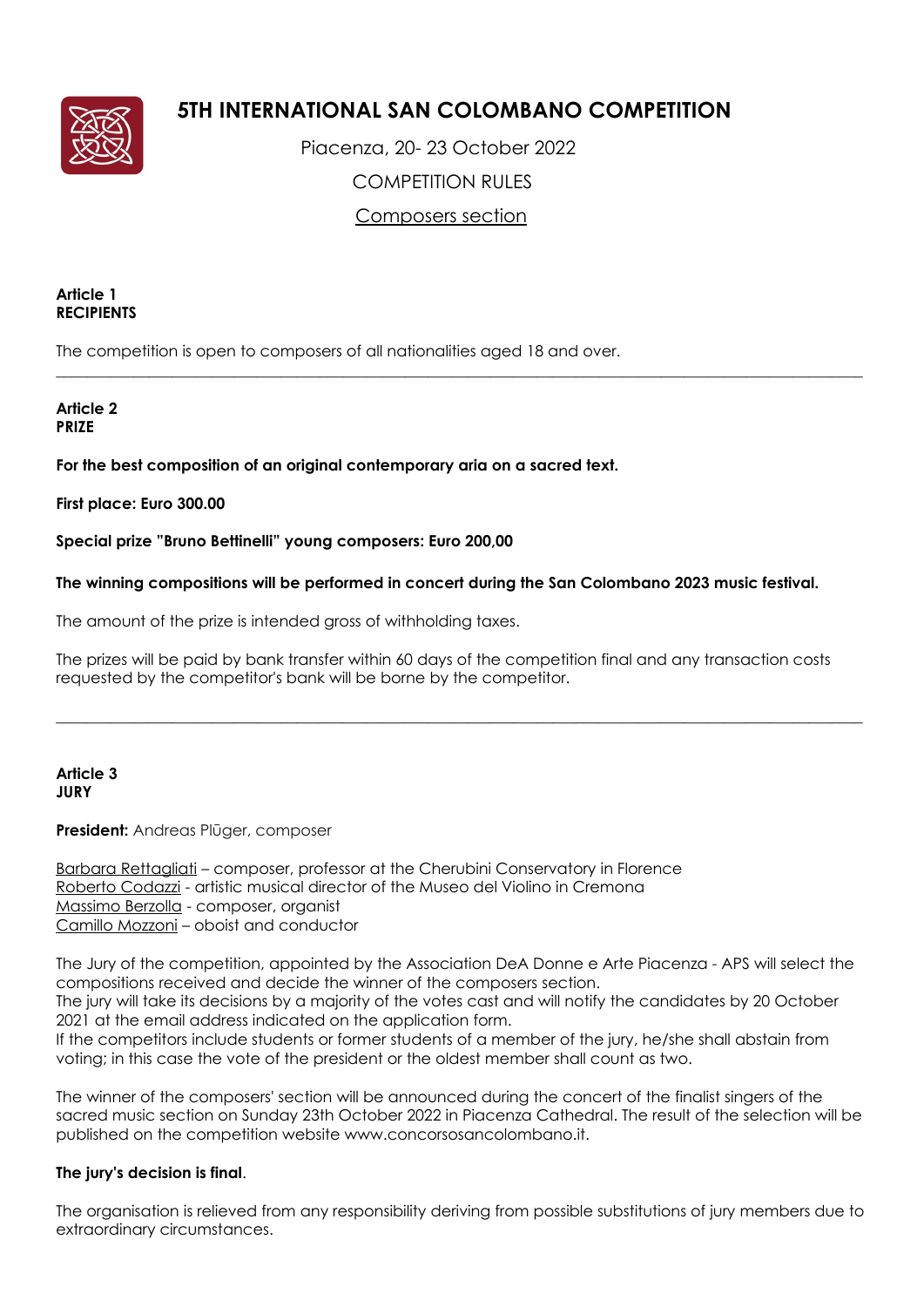# 5TH INTERNATIONAL SAN COLOMBANO COMPETITION

Piacenza, 20- 23 October 2022

COMPETITION RULES

Composers section

**Article 1**
**RECIPIENTS**

The competition is open to composers of all nationalities aged 18 and over.

---

**Article 2**
**PRIZE**

**For the best composition of an original contemporary aria on a sacred text.**

**First place: Euro 300.00**

**Special prize "Bruno Bettinelli" young composers: Euro 200,00**

**The winning compositions will be performed in concert during the San Colombano 2023 music festival.**

The amount of the prize is intended gross of withholding taxes.

The prizes will be paid by bank transfer within 60 days of the competition final and any transaction costs requested by the competitor's bank will be borne by the competitor.

---

**Article 3**
**JURY**

**President:** Andreas Plūger, composer

Barbara Rettagliati – composer, professor at the Cherubini Conservatory in Florence
Roberto Codazzi - artistic musical director of the Museo del Violino in Cremona
Massimo Berzolla - composer, organist
Camillo Mozzoni – oboist and conductor

The Jury of the competition, appointed by the Association DeA Donne e Arte Piacenza - APS will select the compositions received and decide the winner of the composers section.
The jury will take its decisions by a majority of the votes cast and will notify the candidates by 20 October 2021 at the email address indicated on the application form.
If the competitors include students or former students of a member of the jury, he/she shall abstain from voting; in this case the vote of the president or the oldest member shall count as two.

The winner of the composers' section will be announced during the concert of the finalist singers of the sacred music section on Sunday 23th October 2022 in Piacenza Cathedral. The result of the selection will be published on the competition website www.concorsosancolombano.it.

**The jury's decision is final**.

The organisation is relieved from any responsibility deriving from possible substitutions of jury members due to extraordinary circumstances.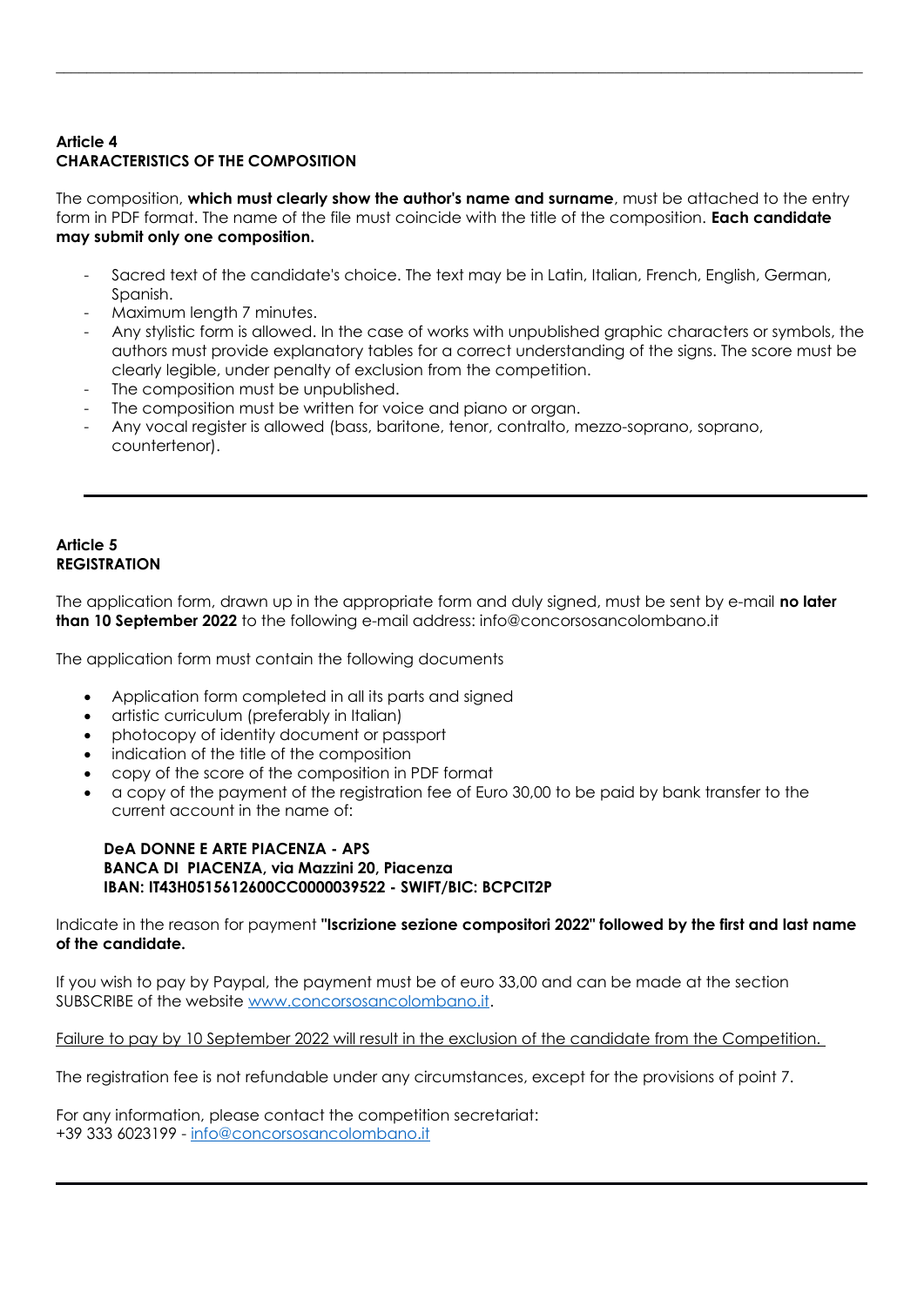**Article 4**
**CHARACTERISTICS OF THE COMPOSITION**

The composition, **which must clearly show the author's name and surname**, must be attached to the entry form in PDF format. The name of the file must coincide with the title of the composition. **Each candidate may submit only one composition.**

- Sacred text of the candidate's choice. The text may be in Latin, Italian, French, English, German, Spanish.
- Maximum length 7 minutes.
- Any stylistic form is allowed. In the case of works with unpublished graphic characters or symbols, the authors must provide explanatory tables for a correct understanding of the signs. The score must be clearly legible, under penalty of exclusion from the competition.
- The composition must be unpublished.
- The composition must be written for voice and piano or organ.
- Any vocal register is allowed (bass, baritone, tenor, contralto, mezzo-soprano, soprano, countertenor).

---

**Article 5**
**REGISTRATION**

The application form, drawn up in the appropriate form and duly signed, must be sent by e-mail **no later than 10 September 2022** to the following e-mail address: info@concorsosancolombano.it

The application form must contain the following documents

- Application form completed in all its parts and signed
- artistic curriculum (preferably in Italian)
- photocopy of identity document or passport
- indication of the title of the composition
- copy of the score of the composition in PDF format
- a copy of the payment of the registration fee of Euro 30,00 to be paid by bank transfer to the current account in the name of:

**DeA DONNE E ARTE PIACENZA - APS**
**BANCA DI PIACENZA, via Mazzini 20, Piacenza**
**IBAN: IT43H0515612600CC0000039522 - SWIFT/BIC: BCPCIT2P**

Indicate in the reason for payment **"Iscrizione sezione compositori 2022" followed by the first and last name of the candidate.**

If you wish to pay by Paypal, the payment must be of euro 33,00 and can be made at the section SUBSCRIBE of the website www.concorsosancolombano.it.

Failure to pay by 10 September 2022 will result in the exclusion of the candidate from the Competition.

The registration fee is not refundable under any circumstances, except for the provisions of point 7.

For any information, please contact the competition secretariat:
+39 333 6023199 - info@concorsosancolombano.it

---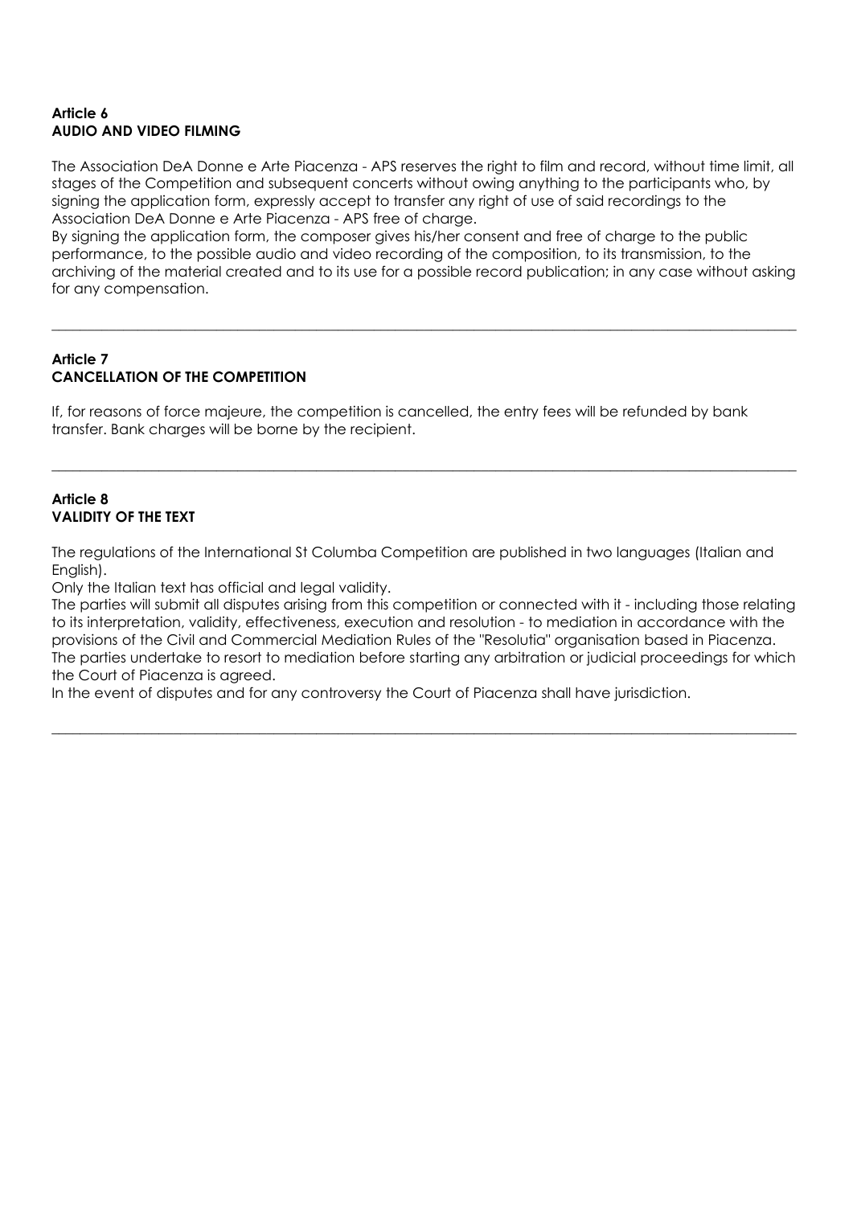**Article 6**
**AUDIO AND VIDEO FILMING**

The Association DeA Donne e Arte Piacenza - APS reserves the right to film and record, without time limit, all stages of the Competition and subsequent concerts without owing anything to the participants who, by signing the application form, expressly accept to transfer any right of use of said recordings to the Association DeA Donne e Arte Piacenza - APS free of charge.
By signing the application form, the composer gives his/her consent and free of charge to the public performance, to the possible audio and video recording of the composition, to its transmission, to the archiving of the material created and to its use for a possible record publication; in any case without asking for any compensation.

---

**Article 7**
**CANCELLATION OF THE COMPETITION**

If, for reasons of force majeure, the competition is cancelled, the entry fees will be refunded by bank transfer. Bank charges will be borne by the recipient.

---

**Article 8**
**VALIDITY OF THE TEXT**

The regulations of the International St Columba Competition are published in two languages (Italian and English).
Only the Italian text has official and legal validity.
The parties will submit all disputes arising from this competition or connected with it - including those relating to its interpretation, validity, effectiveness, execution and resolution - to mediation in accordance with the provisions of the Civil and Commercial Mediation Rules of the "Resolutia" organisation based in Piacenza.
The parties undertake to resort to mediation before starting any arbitration or judicial proceedings for which the Court of Piacenza is agreed.
In the event of disputes and for any controversy the Court of Piacenza shall have jurisdiction.

---